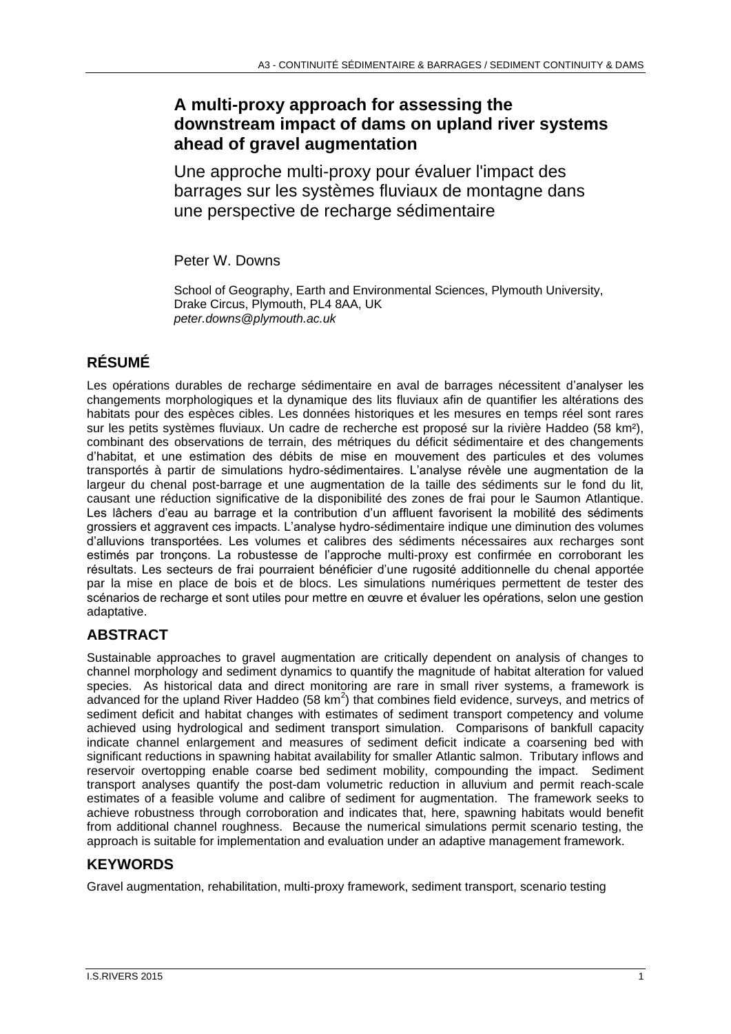# A multi-proxy approach for assessing the downstream impact of dams on upland river systems ahead of gravel augmentation

## Une approche multi-proxy pour évaluer l'impact des barrages sur les systèmes fluviaux de montagne dans une perspective de recharge sédimentaire

Peter W. Downs

School of Geography, Earth and Environmental Sciences, Plymouth University, Drake Circus, Plymouth, PL4 8AA, UK
*peter.downs@plymouth.ac.uk*

## RÉSUMÉ

Les opérations durables de recharge sédimentaire en aval de barrages nécessitent d'analyser les changements morphologiques et la dynamique des lits fluviaux afin de quantifier les altérations des habitats pour des espèces cibles. Les données historiques et les mesures en temps réel sont rares sur les petits systèmes fluviaux. Un cadre de recherche est proposé sur la rivière Haddeo (58 km²), combinant des observations de terrain, des métriques du déficit sédimentaire et des changements d'habitat, et une estimation des débits de mise en mouvement des particules et des volumes transportés à partir de simulations hydro-sédimentaires. L'analyse révèle une augmentation de la largeur du chenal post-barrage et une augmentation de la taille des sédiments sur le fond du lit, causant une réduction significative de la disponibilité des zones de frai pour le Saumon Atlantique. Les lâchers d'eau au barrage et la contribution d'un affluent favorisent la mobilité des sédiments grossiers et aggravent ces impacts. L'analyse hydro-sédimentaire indique une diminution des volumes d'alluvions transportées. Les volumes et calibres des sédiments nécessaires aux recharges sont estimés par tronçons. La robustesse de l'approche multi-proxy est confirmée en corroborant les résultats. Les secteurs de frai pourraient bénéficier d'une rugosité additionnelle du chenal apportée par la mise en place de bois et de blocs. Les simulations numériques permettent de tester des scénarios de recharge et sont utiles pour mettre en œuvre et évaluer les opérations, selon une gestion adaptative.

## ABSTRACT

Sustainable approaches to gravel augmentation are critically dependent on analysis of changes to channel morphology and sediment dynamics to quantify the magnitude of habitat alteration for valued species. As historical data and direct monitoring are rare in small river systems, a framework is advanced for the upland River Haddeo (58 km$^2$) that combines field evidence, surveys, and metrics of sediment deficit and habitat changes with estimates of sediment transport competency and volume achieved using hydrological and sediment transport simulation. Comparisons of bankfull capacity indicate channel enlargement and measures of sediment deficit indicate a coarsening bed with significant reductions in spawning habitat availability for smaller Atlantic salmon. Tributary inflows and reservoir overtopping enable coarse bed sediment mobility, compounding the impact. Sediment transport analyses quantify the post-dam volumetric reduction in alluvium and permit reach-scale estimates of a feasible volume and calibre of sediment for augmentation. The framework seeks to achieve robustness through corroboration and indicates that, here, spawning habitats would benefit from additional channel roughness. Because the numerical simulations permit scenario testing, the approach is suitable for implementation and evaluation under an adaptive management framework.

## KEYWORDS

Gravel augmentation, rehabilitation, multi-proxy framework, sediment transport, scenario testing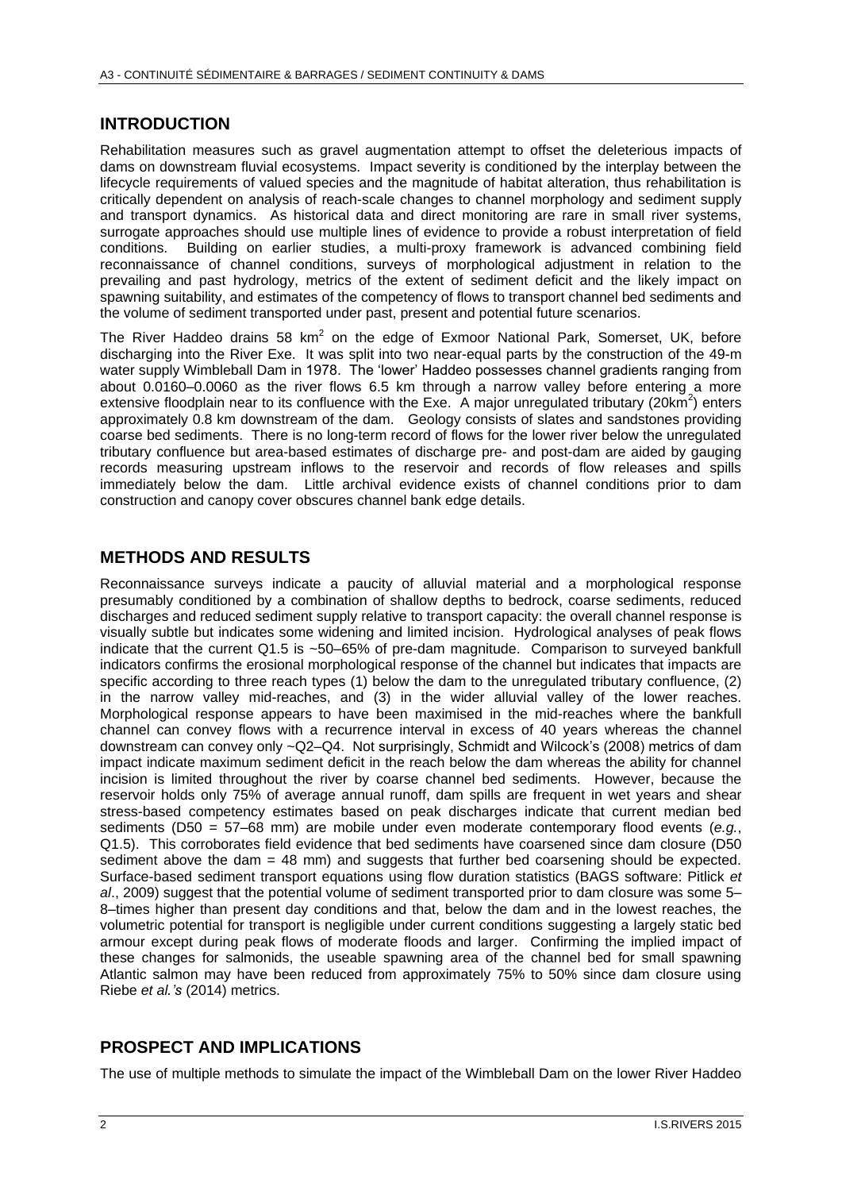## INTRODUCTION

Rehabilitation measures such as gravel augmentation attempt to offset the deleterious impacts of dams on downstream fluvial ecosystems. Impact severity is conditioned by the interplay between the lifecycle requirements of valued species and the magnitude of habitat alteration, thus rehabilitation is critically dependent on analysis of reach-scale changes to channel morphology and sediment supply and transport dynamics. As historical data and direct monitoring are rare in small river systems, surrogate approaches should use multiple lines of evidence to provide a robust interpretation of field conditions. Building on earlier studies, a multi-proxy framework is advanced combining field reconnaissance of channel conditions, surveys of morphological adjustment in relation to the prevailing and past hydrology, metrics of the extent of sediment deficit and the likely impact on spawning suitability, and estimates of the competency of flows to transport channel bed sediments and the volume of sediment transported under past, present and potential future scenarios.

The River Haddeo drains 58 km$^2$ on the edge of Exmoor National Park, Somerset, UK, before discharging into the River Exe. It was split into two near-equal parts by the construction of the 49-m water supply Wimbleball Dam in 1978. The 'lower' Haddeo possesses channel gradients ranging from about 0.0160–0.0060 as the river flows 6.5 km through a narrow valley before entering a more extensive floodplain near to its confluence with the Exe. A major unregulated tributary (20km$^2$) enters approximately 0.8 km downstream of the dam. Geology consists of slates and sandstones providing coarse bed sediments. There is no long-term record of flows for the lower river below the unregulated tributary confluence but area-based estimates of discharge pre- and post-dam are aided by gauging records measuring upstream inflows to the reservoir and records of flow releases and spills immediately below the dam. Little archival evidence exists of channel conditions prior to dam construction and canopy cover obscures channel bank edge details.

## METHODS AND RESULTS

Reconnaissance surveys indicate a paucity of alluvial material and a morphological response presumably conditioned by a combination of shallow depths to bedrock, coarse sediments, reduced discharges and reduced sediment supply relative to transport capacity: the overall channel response is visually subtle but indicates some widening and limited incision. Hydrological analyses of peak flows indicate that the current Q1.5 is ~50–65% of pre-dam magnitude. Comparison to surveyed bankfull indicators confirms the erosional morphological response of the channel but indicates that impacts are specific according to three reach types (1) below the dam to the unregulated tributary confluence, (2) in the narrow valley mid-reaches, and (3) in the wider alluvial valley of the lower reaches. Morphological response appears to have been maximised in the mid-reaches where the bankfull channel can convey flows with a recurrence interval in excess of 40 years whereas the channel downstream can convey only ~Q2–Q4. Not surprisingly, Schmidt and Wilcock's (2008) metrics of dam impact indicate maximum sediment deficit in the reach below the dam whereas the ability for channel incision is limited throughout the river by coarse channel bed sediments. However, because the reservoir holds only 75% of average annual runoff, dam spills are frequent in wet years and shear stress-based competency estimates based on peak discharges indicate that current median bed sediments (D50 = 57–68 mm) are mobile under even moderate contemporary flood events (*e.g.*, Q1.5). This corroborates field evidence that bed sediments have coarsened since dam closure (D50 sediment above the dam = 48 mm) and suggests that further bed coarsening should be expected. Surface-based sediment transport equations using flow duration statistics (BAGS software: Pitlick *et al*., 2009) suggest that the potential volume of sediment transported prior to dam closure was some 5–8–times higher than present day conditions and that, below the dam and in the lowest reaches, the volumetric potential for transport is negligible under current conditions suggesting a largely static bed armour except during peak flows of moderate floods and larger. Confirming the implied impact of these changes for salmonids, the useable spawning area of the channel bed for small spawning Atlantic salmon may have been reduced from approximately 75% to 50% since dam closure using Riebe *et al.'s* (2014) metrics.

## PROSPECT AND IMPLICATIONS

The use of multiple methods to simulate the impact of the Wimbleball Dam on the lower River Haddeo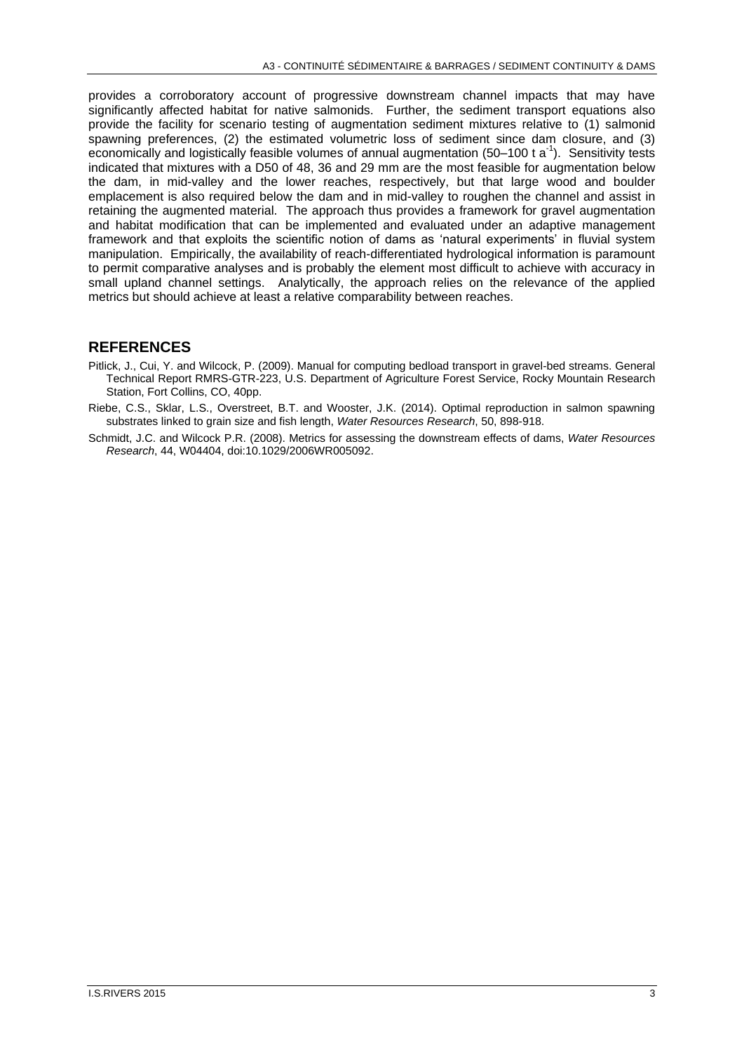provides a corroboratory account of progressive downstream channel impacts that may have significantly affected habitat for native salmonids. Further, the sediment transport equations also provide the facility for scenario testing of augmentation sediment mixtures relative to (1) salmonid spawning preferences, (2) the estimated volumetric loss of sediment since dam closure, and (3) economically and logistically feasible volumes of annual augmentation (50–100 t $a^{-1}$). Sensitivity tests indicated that mixtures with a D50 of 48, 36 and 29 mm are the most feasible for augmentation below the dam, in mid-valley and the lower reaches, respectively, but that large wood and boulder emplacement is also required below the dam and in mid-valley to roughen the channel and assist in retaining the augmented material. The approach thus provides a framework for gravel augmentation and habitat modification that can be implemented and evaluated under an adaptive management framework and that exploits the scientific notion of dams as 'natural experiments' in fluvial system manipulation. Empirically, the availability of reach-differentiated hydrological information is paramount to permit comparative analyses and is probably the element most difficult to achieve with accuracy in small upland channel settings. Analytically, the approach relies on the relevance of the applied metrics but should achieve at least a relative comparability between reaches.

## REFERENCES

Pitlick, J., Cui, Y. and Wilcock, P. (2009). Manual for computing bedload transport in gravel-bed streams. General Technical Report RMRS-GTR-223, U.S. Department of Agriculture Forest Service, Rocky Mountain Research Station, Fort Collins, CO, 40pp.

Riebe, C.S., Sklar, L.S., Overstreet, B.T. and Wooster, J.K. (2014). Optimal reproduction in salmon spawning substrates linked to grain size and fish length, *Water Resources Research*, 50, 898-918.

Schmidt, J.C. and Wilcock P.R. (2008). Metrics for assessing the downstream effects of dams, *Water Resources Research*, 44, W04404, doi:10.1029/2006WR005092.